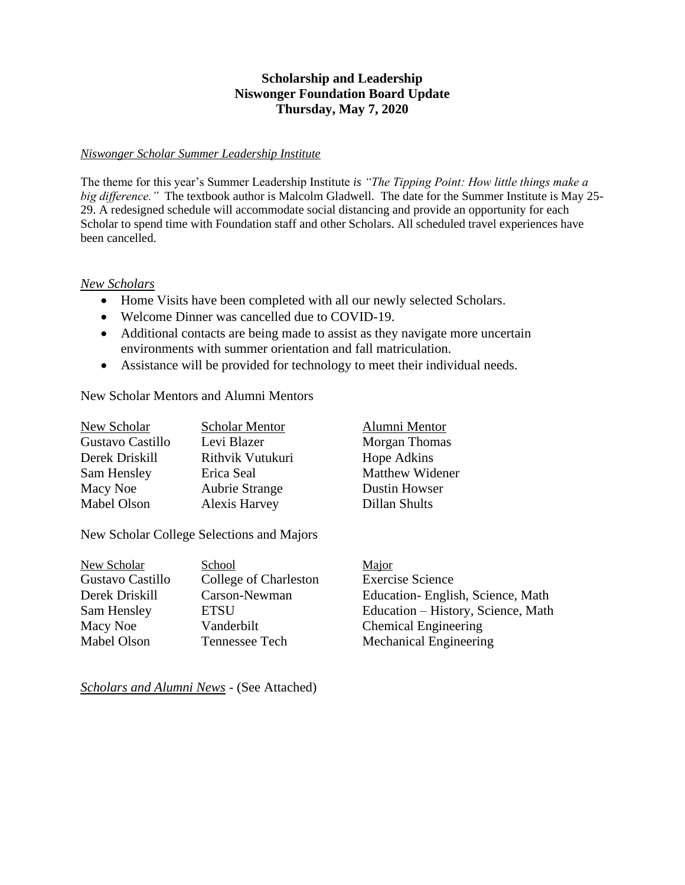**Scholarship and Leadership**
**Niswonger Foundation Board Update**
**Thursday, May 7, 2020**

*Niswonger Scholar Summer Leadership Institute*

The theme for this year's Summer Leadership Institute *is "The Tipping Point: How little things make a big difference."* The textbook author is Malcolm Gladwell. The date for the Summer Institute is May 25-29. A redesigned schedule will accommodate social distancing and provide an opportunity for each Scholar to spend time with Foundation staff and other Scholars. All scheduled travel experiences have been cancelled.

*New Scholars*

- Home Visits have been completed with all our newly selected Scholars.
- Welcome Dinner was cancelled due to COVID-19.
- Additional contacts are being made to assist as they navigate more uncertain environments with summer orientation and fall matriculation.
- Assistance will be provided for technology to meet their individual needs.

New Scholar Mentors and Alumni Mentors

| New Scholar | Scholar Mentor | Alumni Mentor |
| --- | --- | --- |
| Gustavo Castillo | Levi Blazer | Morgan Thomas |
| Derek Driskill | Rithvik Vutukuri | Hope Adkins |
| Sam Hensley | Erica Seal | Matthew Widener |
| Macy Noe | Aubrie Strange | Dustin Howser |
| Mabel Olson | Alexis Harvey | Dillan Shults |

New Scholar College Selections and Majors

| New Scholar | School | Major |
| --- | --- | --- |
| Gustavo Castillo | College of Charleston | Exercise Science |
| Derek Driskill | Carson-Newman | Education- English, Science, Math |
| Sam Hensley | ETSU | Education – History, Science, Math |
| Macy Noe | Vanderbilt | Chemical Engineering |
| Mabel Olson | Tennessee Tech | Mechanical Engineering |

*Scholars and Alumni News* - (See Attached)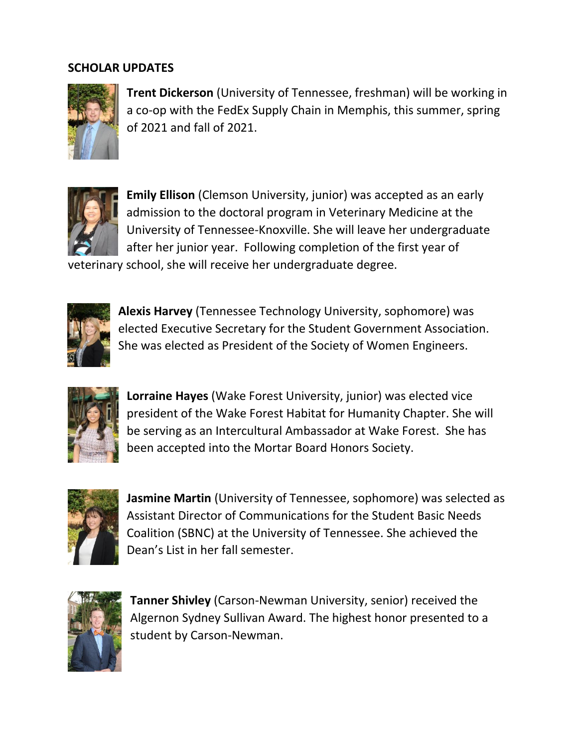## SCHOLAR UPDATES

**Trent Dickerson** (University of Tennessee, freshman) will be working in a co-op with the FedEx Supply Chain in Memphis, this summer, spring of 2021 and fall of 2021.

**Emily Ellison** (Clemson University, junior) was accepted as an early admission to the doctoral program in Veterinary Medicine at the University of Tennessee-Knoxville. She will leave her undergraduate after her junior year. Following completion of the first year of veterinary school, she will receive her undergraduate degree.

**Alexis Harvey** (Tennessee Technology University, sophomore) was elected Executive Secretary for the Student Government Association. She was elected as President of the Society of Women Engineers.

**Lorraine Hayes** (Wake Forest University, junior) was elected vice president of the Wake Forest Habitat for Humanity Chapter. She will be serving as an Intercultural Ambassador at Wake Forest. She has been accepted into the Mortar Board Honors Society.

**Jasmine Martin** (University of Tennessee, sophomore) was selected as Assistant Director of Communications for the Student Basic Needs Coalition (SBNC) at the University of Tennessee. She achieved the Dean's List in her fall semester.

**Tanner Shivley** (Carson-Newman University, senior) received the Algernon Sydney Sullivan Award. The highest honor presented to a student by Carson-Newman.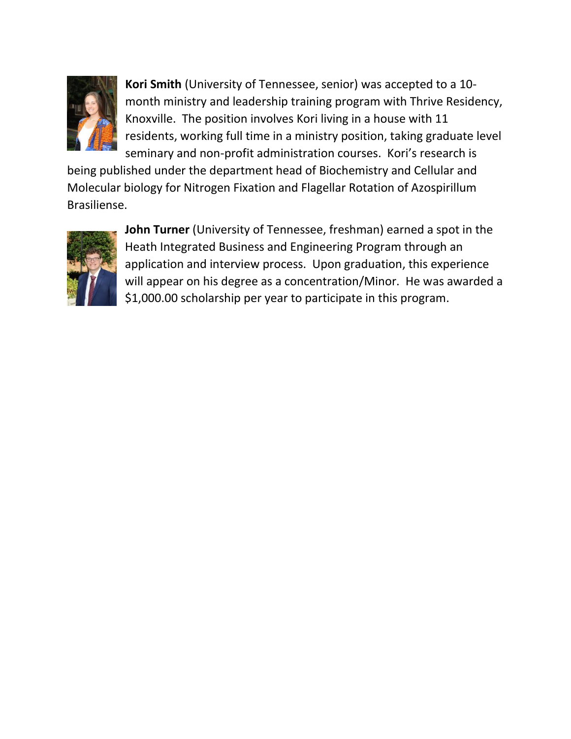**Kori Smith** (University of Tennessee, senior) was accepted to a 10-month ministry and leadership training program with Thrive Residency, Knoxville. The position involves Kori living in a house with 11 residents, working full time in a ministry position, taking graduate level seminary and non-profit administration courses. Kori's research is being published under the department head of Biochemistry and Cellular and Molecular biology for Nitrogen Fixation and Flagellar Rotation of Azospirillum Brasiliense.

**John Turner** (University of Tennessee, freshman) earned a spot in the Heath Integrated Business and Engineering Program through an application and interview process. Upon graduation, this experience will appear on his degree as a concentration/Minor. He was awarded a $1,000.00 scholarship per year to participate in this program.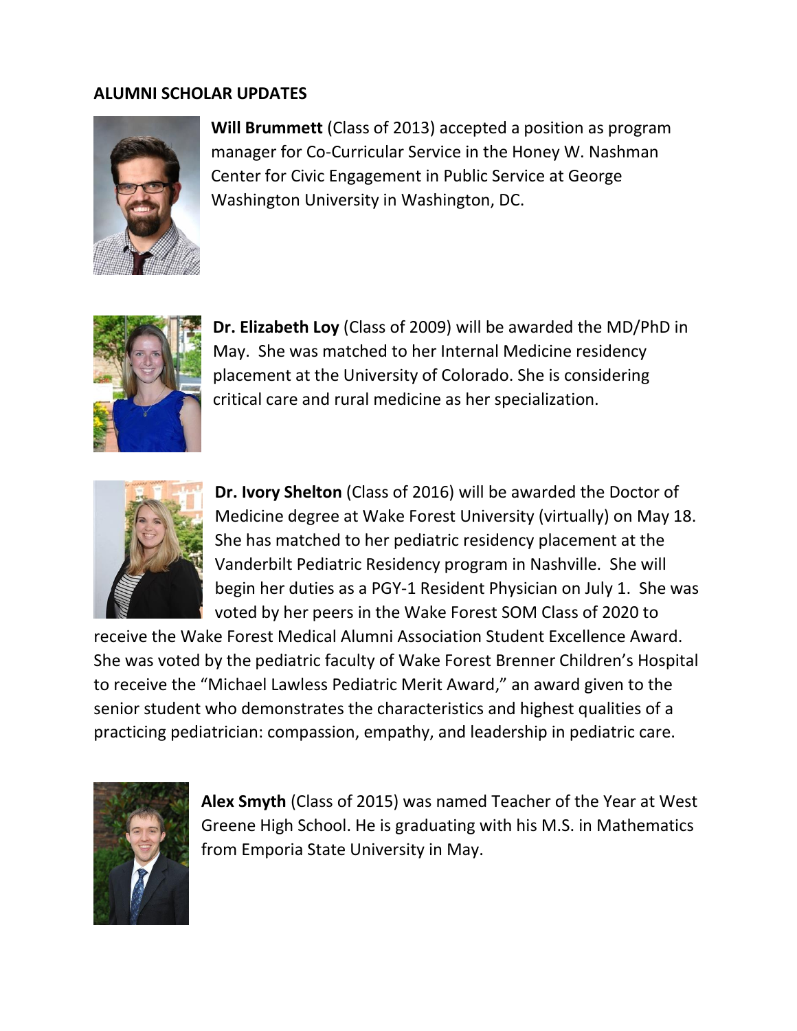**ALUMNI SCHOLAR UPDATES**

**Will Brummett** (Class of 2013) accepted a position as program manager for Co-Curricular Service in the Honey W. Nashman Center for Civic Engagement in Public Service at George Washington University in Washington, DC.

**Dr. Elizabeth Loy** (Class of 2009) will be awarded the MD/PhD in May. She was matched to her Internal Medicine residency placement at the University of Colorado. She is considering critical care and rural medicine as her specialization.

**Dr. Ivory Shelton** (Class of 2016) will be awarded the Doctor of Medicine degree at Wake Forest University (virtually) on May 18. She has matched to her pediatric residency placement at the Vanderbilt Pediatric Residency program in Nashville. She will begin her duties as a PGY-1 Resident Physician on July 1. She was voted by her peers in the Wake Forest SOM Class of 2020 to receive the Wake Forest Medical Alumni Association Student Excellence Award. She was voted by the pediatric faculty of Wake Forest Brenner Children's Hospital to receive the "Michael Lawless Pediatric Merit Award," an award given to the senior student who demonstrates the characteristics and highest qualities of a practicing pediatrician: compassion, empathy, and leadership in pediatric care.

**Alex Smyth** (Class of 2015) was named Teacher of the Year at West Greene High School. He is graduating with his M.S. in Mathematics from Emporia State University in May.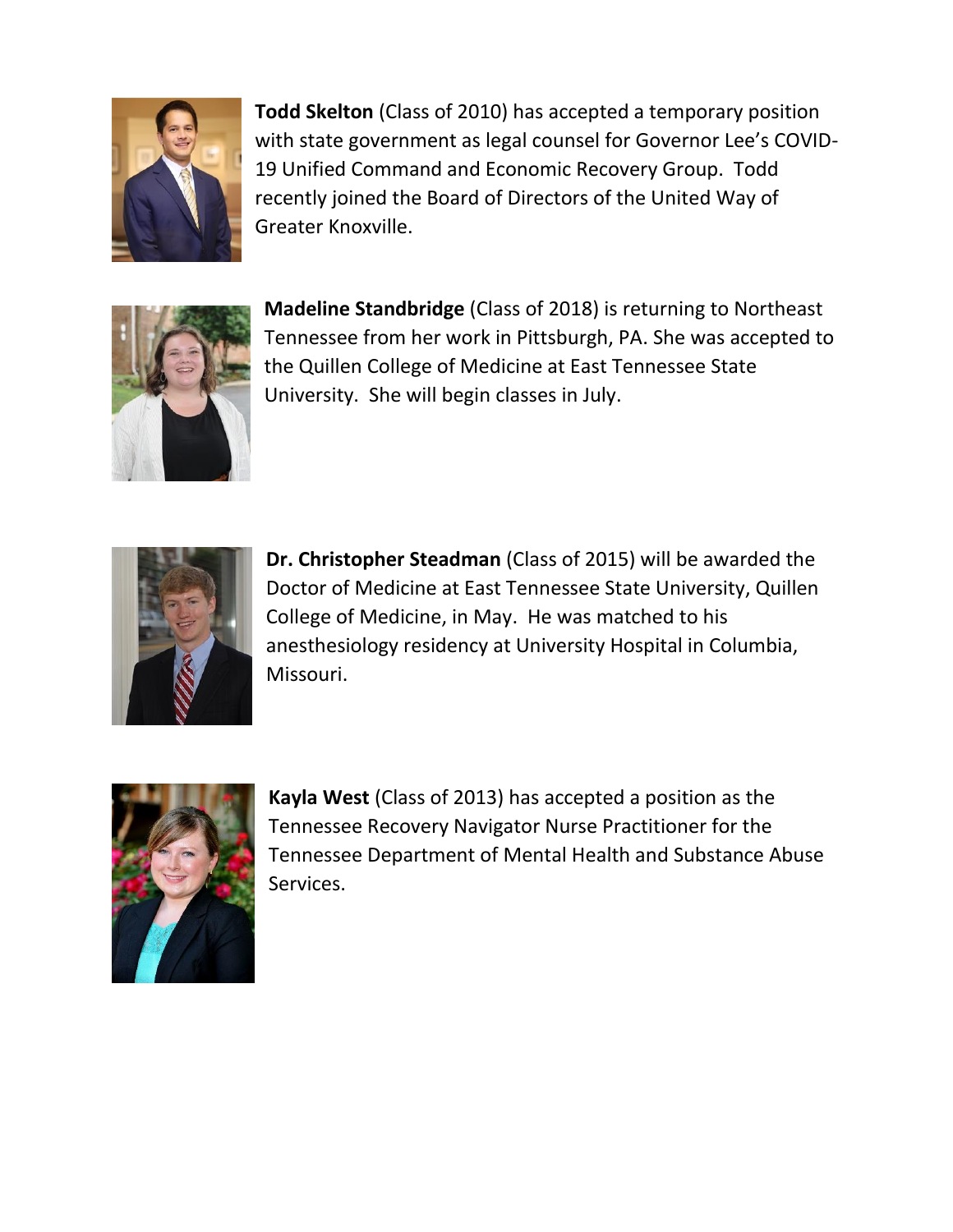**Todd Skelton** (Class of 2010) has accepted a temporary position with state government as legal counsel for Governor Lee's COVID-19 Unified Command and Economic Recovery Group. Todd recently joined the Board of Directors of the United Way of Greater Knoxville.

**Madeline Standbridge** (Class of 2018) is returning to Northeast Tennessee from her work in Pittsburgh, PA. She was accepted to the Quillen College of Medicine at East Tennessee State University. She will begin classes in July.

**Dr. Christopher Steadman** (Class of 2015) will be awarded the Doctor of Medicine at East Tennessee State University, Quillen College of Medicine, in May. He was matched to his anesthesiology residency at University Hospital in Columbia, Missouri.

**Kayla West** (Class of 2013) has accepted a position as the Tennessee Recovery Navigator Nurse Practitioner for the Tennessee Department of Mental Health and Substance Abuse Services.